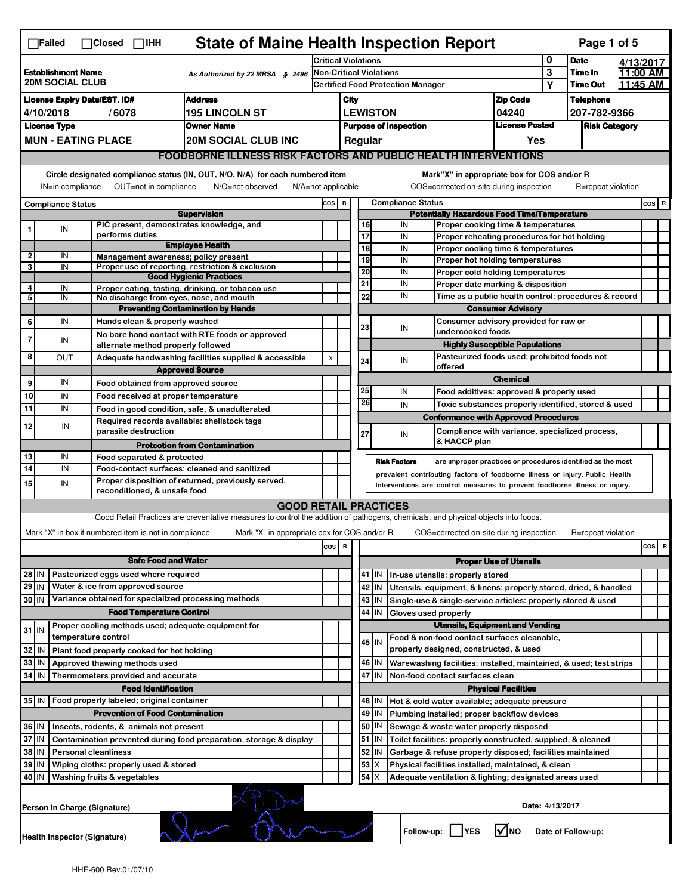☐Failed ☐Closed ☐IHH

# State of Maine Health Inspection Report

| Establishment Name | As Authorized by 22 MRSA § 2496 | Critical Violations | 0 | Date | 4/13/2017 |
|---|---|---|---|---|---|
| 20M SOCIAL CLUB | | Non-Critical Violations | 3 | Time In | 11:00 AM |
| | | Certified Food Protection Manager | Y | Time Out | 11:45 AM |

| License Expiry Date/EST. ID# | Address | City | Zip Code | Telephone |
|---|---|---|---|---|
| 4/10/2018 / 6078 | 195 LINCOLN ST | LEWISTON | 04240 | 207-782-9366 |

| License Type | Owner Name | Purpose of Inspection | License Posted | Risk Category |
|---|---|---|---|---|
| MUN - EATING PLACE | 20M SOCIAL CLUB INC | Regular | Yes | |

## FOODBORNE ILLNESS RISK FACTORS AND PUBLIC HEALTH INTERVENTIONS

Circle designated compliance status (IN, OUT, N/O, N/A) for each numbered item. IN=in compliance OUT=not in compliance N/O=not observed N/A=not applicable

Mark "X" in appropriate box for COS and/or R. COS=corrected on-site during inspection R=repeat violation

| # | Compliance Status | Item | COS | R |
|---|---|---|---|---|
| | | **Supervision** | | |
| 1 | IN | PIC present, demonstrates knowledge, and performs duties | | |
| | | **Employee Health** | | |
| 2 | IN | Management awareness; policy present | | |
| 3 | IN | Proper use of reporting, restriction & exclusion | | |
| | | **Good Hygienic Practices** | | |
| 4 | IN | Proper eating, tasting, drinking, or tobacco use | | |
| 5 | IN | No discharge from eyes, nose, and mouth | | |
| | | **Preventing Contamination by Hands** | | |
| 6 | IN | Hands clean & properly washed | | |
| 7 | IN | No bare hand contact with RTE foods or approved alternate method properly followed | | |
| 8 | OUT | Adequate handwashing facilities supplied & accessible | x | |
| | | **Approved Source** | | |
| 9 | IN | Food obtained from approved source | | |
| 10 | IN | Food received at proper temperature | | |
| 11 | IN | Food in good condition, safe, & unadulterated | | |
| 12 | IN | Required records available: shellstock tags parasite destruction | | |
| | | **Protection from Contamination** | | |
| 13 | IN | Food separated & protected | | |
| 14 | IN | Food-contact surfaces: cleaned and sanitized | | |
| 15 | IN | Proper disposition of returned, previously served, reconditioned, & unsafe food | | |
| | | **Potentially Hazardous Food Time/Temperature** | | |
| 16 | IN | Proper cooking time & temperatures | | |
| 17 | IN | Proper reheating procedures for hot holding | | |
| 18 | IN | Proper cooling time & temperatures | | |
| 19 | IN | Proper hot holding temperatures | | |
| 20 | IN | Proper cold holding temperatures | | |
| 21 | IN | Proper date marking & disposition | | |
| 22 | IN | Time as a public health control: procedures & record | | |
| | | **Consumer Advisory** | | |
| 23 | IN | Consumer advisory provided for raw or undercooked foods | | |
| | | **Highly Susceptible Populations** | | |
| 24 | IN | Pasteurized foods used; prohibited foods not offered | | |
| | | **Chemical** | | |
| 25 | IN | Food additives: approved & properly used | | |
| 26 | IN | Toxic substances properly identified, stored & used | | |
| | | **Conformance with Approved Procedures** | | |
| 27 | IN | Compliance with variance, specialized process, & HACCP plan | | |

**Risk Factors** are improper practices or procedures identified as the most prevalent contributing factors of foodborne illness or injury. Public Health Interventions are control measures to prevent foodborne illness or injury.

## GOOD RETAIL PRACTICES

Good Retail Practices are preventative measures to control the addition of pathogens, chemicals, and physical objects into foods.

Mark "X" in box if numbered item is not in compliance. Mark "X" in appropriate box for COS and/or R. COS=corrected on-site during inspection R=repeat violation

| # | Status | Item | COS | R |
|---|---|---|---|---|
| | | **Safe Food and Water** | | |
| 28 | IN | Pasteurized eggs used where required | | |
| 29 | IN | Water & ice from approved source | | |
| 30 | IN | Variance obtained for specialized processing methods | | |
| | | **Food Temperature Control** | | |
| 31 | IN | Proper cooling methods used; adequate equipment for temperature control | | |
| 32 | IN | Plant food properly cooked for hot holding | | |
| 33 | IN | Approved thawing methods used | | |
| 34 | IN | Thermometers provided and accurate | | |
| | | **Food Identification** | | |
| 35 | IN | Food properly labeled; original container | | |
| | | **Prevention of Food Contamination** | | |
| 36 | IN | Insects, rodents, & animals not present | | |
| 37 | IN | Contamination prevented during food preparation, storage & display | | |
| 38 | IN | Personal cleanliness | | |
| 39 | IN | Wiping cloths: properly used & stored | | |
| 40 | IN | Washing fruits & vegetables | | |
| | | **Proper Use of Utensils** | | |
| 41 | IN | In-use utensils: properly stored | | |
| 42 | IN | Utensils, equipment, & linens: properly stored, dried, & handled | | |
| 43 | IN | Single-use & single-service articles: properly stored & used | | |
| 44 | IN | Gloves used properly | | |
| | | **Utensils, Equipment and Vending** | | |
| 45 | IN | Food & non-food contact surfaces cleanable, properly designed, constructed, & used | | |
| 46 | IN | Warewashing facilities: installed, maintained, & used; test strips | | |
| 47 | IN | Non-food contact surfaces clean | | |
| | | **Physical Facilities** | | |
| 48 | IN | Hot & cold water available; adequate pressure | | |
| 49 | IN | Plumbing installed; proper backflow devices | | |
| 50 | IN | Sewage & waste water properly disposed | | |
| 51 | IN | Toilet facilities: properly constructed, supplied, & cleaned | | |
| 52 | IN | Garbage & refuse properly disposed; facilities maintained | | |
| 53 | X | Physical facilities installed, maintained, & clean | | |
| 54 | X | Adequate ventilation & lighting; designated areas used | | |

Person in Charge (Signature) Date: 4/13/2017

Health Inspector (Signature)

Follow-up: ☐ YES ☑ NO Date of Follow-up:

HHE-600 Rev.01/07/10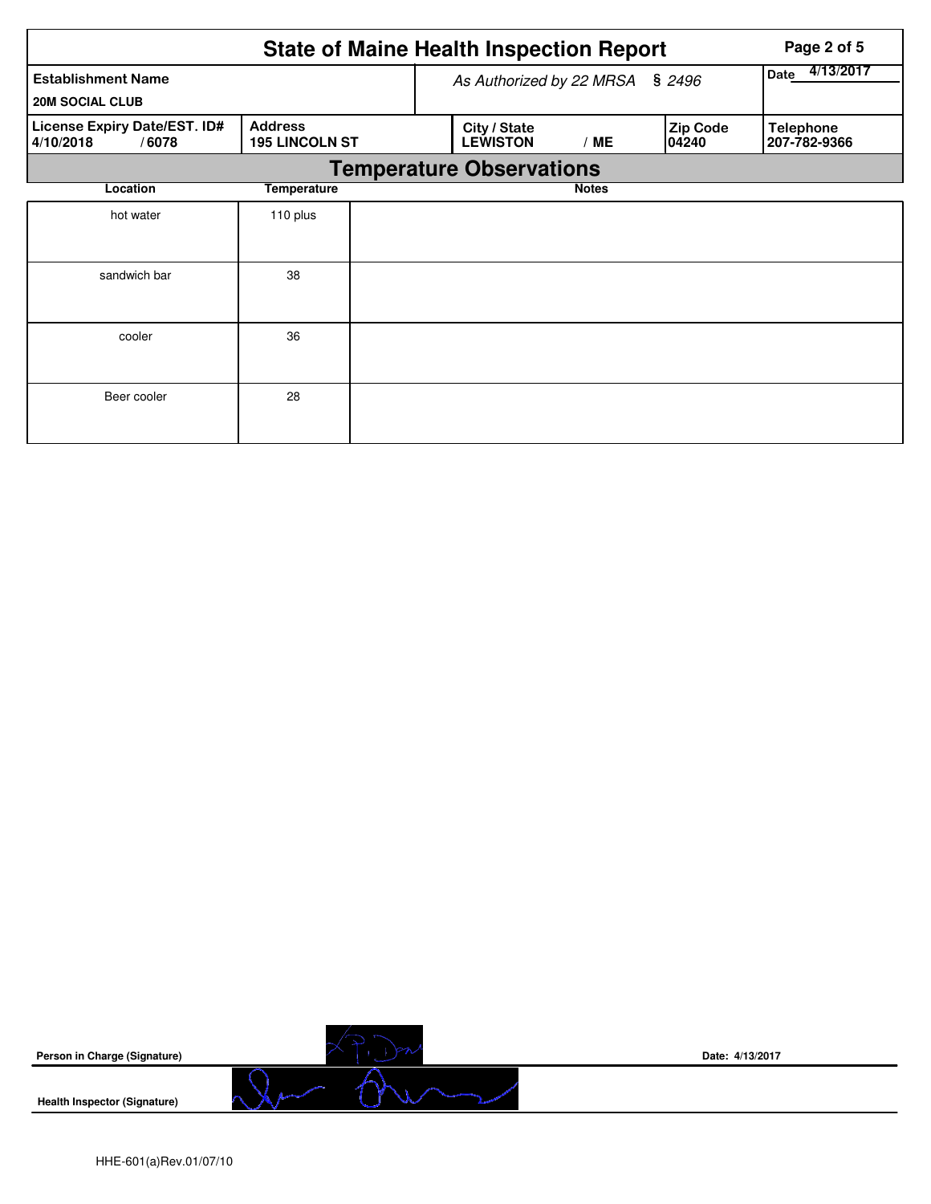# State of Maine Health Inspection Report

| Establishment Name | As Authorized by 22 MRSA § 2496 | | | Date 4/13/2017 |
|---|---|---|---|---|
| 20M SOCIAL CLUB | | | | |
| **License Expiry Date/EST. ID#** 4/10/2018 / 6078 | **Address** 195 LINCOLN ST | **City / State** LEWISTON / ME | **Zip Code** 04240 | **Telephone** 207-782-9366 |

## Temperature Observations

| Location | Temperature | Notes |
|---|---|---|
| hot water | 110 plus | |
| sandwich bar | 38 | |
| cooler | 36 | |
| Beer cooler | 28 | |

**Person in Charge (Signature)**

**Date:** 4/13/2017

**Health Inspector (Signature)**

HHE-601(a)Rev.01/07/10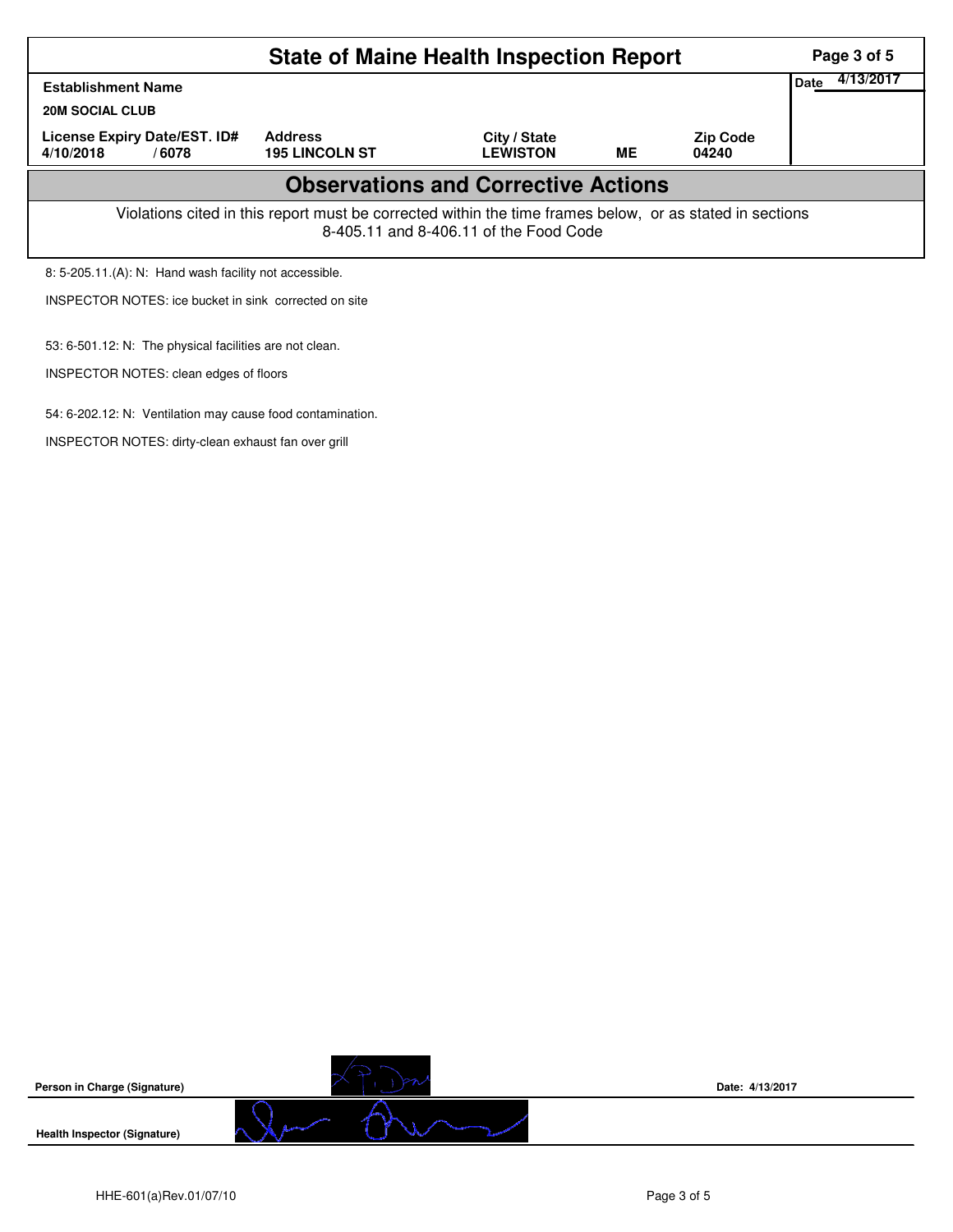# State of Maine Health Inspection Report

| Establishment Name | | | | | Date 4/13/2017 |
|---|---|---|---|---|---|
| 20M SOCIAL CLUB | | | | | |
| License Expiry Date/EST. ID# | Address | City / State | | Zip Code | |
| 4/10/2018 / 6078 | 195 LINCOLN ST | LEWISTON | ME | 04240 | |

## Observations and Corrective Actions

Violations cited in this report must be corrected within the time frames below, or as stated in sections 8-405.11 and 8-406.11 of the Food Code

8: 5-205.11.(A): N: Hand wash facility not accessible.

INSPECTOR NOTES: ice bucket in sink corrected on site

53: 6-501.12: N: The physical facilities are not clean.

INSPECTOR NOTES: clean edges of floors

54: 6-202.12: N: Ventilation may cause food contamination.

INSPECTOR NOTES: dirty-clean exhaust fan over grill

Person in Charge (Signature) Date: 4/13/2017

Health Inspector (Signature)

HHE-601(a)Rev.01/07/10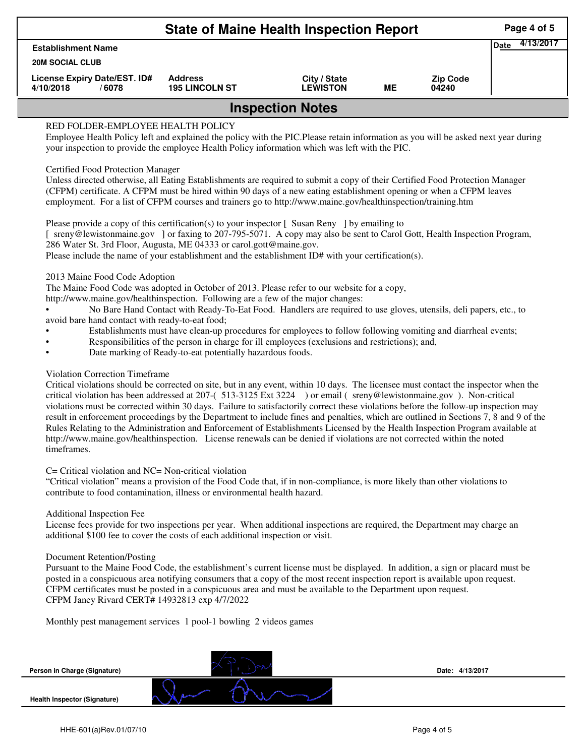# State of Maine Health Inspection Report

| Establishment Name | | | | | Date 4/13/2017 |
|---|---|---|---|---|---|
| 20M SOCIAL CLUB | | | | | |
| License Expiry Date/EST. ID# | Address | City / State | | Zip Code | |
| 4/10/2018 / 6078 | 195 LINCOLN ST | LEWISTON | ME | 04240 | |

## Inspection Notes

RED FOLDER-EMPLOYEE HEALTH POLICY
Employee Health Policy left and explained the policy with the PIC.Please retain information as you will be asked next year during your inspection to provide the employee Health Policy information which was left with the PIC.

Certified Food Protection Manager
Unless directed otherwise, all Eating Establishments are required to submit a copy of their Certified Food Protection Manager (CFPM) certificate. A CFPM must be hired within 90 days of a new eating establishment opening or when a CFPM leaves employment. For a list of CFPM courses and trainers go to http://www.maine.gov/healthinspection/training.htm

Please provide a copy of this certification(s) to your inspector [ Susan Reny ] by emailing to
[ sreny@lewistonmaine.gov ] or faxing to 207-795-5071. A copy may also be sent to Carol Gott, Health Inspection Program, 286 Water St. 3rd Floor, Augusta, ME 04333 or carol.gott@maine.gov.
Please include the name of your establishment and the establishment ID# with your certification(s).

2013 Maine Food Code Adoption
The Maine Food Code was adopted in October of 2013. Please refer to our website for a copy,
http://www.maine.gov/healthinspection. Following are a few of the major changes:

- No Bare Hand Contact with Ready-To-Eat Food. Handlers are required to use gloves, utensils, deli papers, etc., to avoid bare hand contact with ready-to-eat food;
- Establishments must have clean-up procedures for employees to follow following vomiting and diarrheal events;
- Responsibilities of the person in charge for ill employees (exclusions and restrictions); and,
- Date marking of Ready-to-eat potentially hazardous foods.

Violation Correction Timeframe
Critical violations should be corrected on site, but in any event, within 10 days. The licensee must contact the inspector when the critical violation has been addressed at 207-( 513-3125 Ext 3224 ) or email ( sreny@lewistonmaine.gov ). Non-critical violations must be corrected within 30 days. Failure to satisfactorily correct these violations before the follow-up inspection may result in enforcement proceedings by the Department to include fines and penalties, which are outlined in Sections 7, 8 and 9 of the Rules Relating to the Administration and Enforcement of Establishments Licensed by the Health Inspection Program available at http://www.maine.gov/healthinspection. License renewals can be denied if violations are not corrected within the noted timeframes.

C= Critical violation and NC= Non-critical violation
"Critical violation" means a provision of the Food Code that, if in non-compliance, is more likely than other violations to contribute to food contamination, illness or environmental health hazard.

Additional Inspection Fee
License fees provide for two inspections per year. When additional inspections are required, the Department may charge an additional $100 fee to cover the costs of each additional inspection or visit.

Document Retention/Posting
Pursuant to the Maine Food Code, the establishment's current license must be displayed. In addition, a sign or placard must be posted in a conspicuous area notifying consumers that a copy of the most recent inspection report is available upon request. CFPM certificates must be posted in a conspicuous area and must be available to the Department upon request.
CFPM Janey Rivard CERT# 14932813 exp 4/7/2022

Monthly pest management services 1 pool-1 bowling 2 videos games

Person in Charge (Signature) Date: 4/13/2017

Health Inspector (Signature)

HHE-601(a)Rev.01/07/10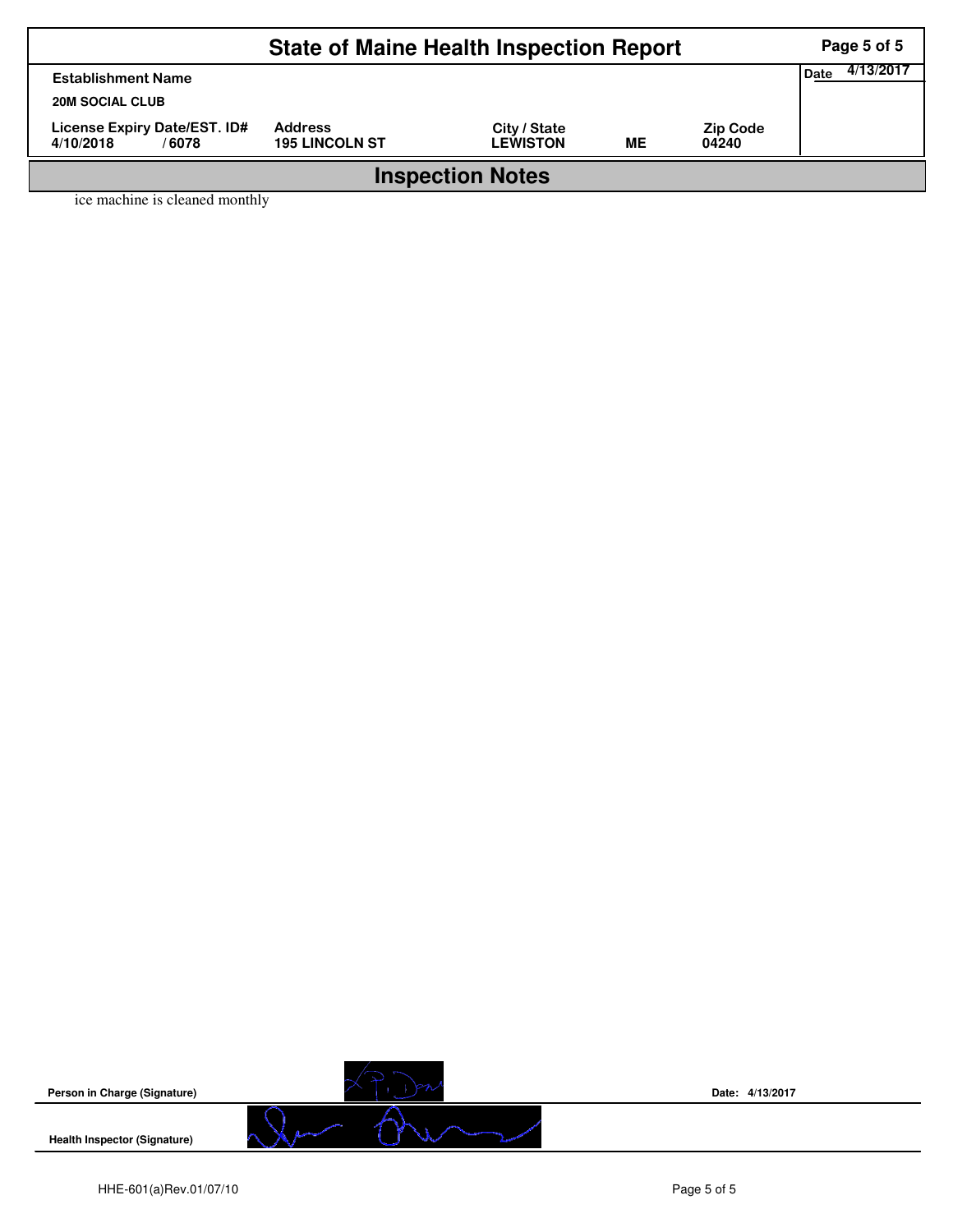# State of Maine Health Inspection Report

| Establishment Name | | | | | Date 4/13/2017 |
|---|---|---|---|---|---|
| 20M SOCIAL CLUB | | | | | |
| License Expiry Date/EST. ID# | Address | City / State | | Zip Code | |
| 4/10/2018 / 6078 | 195 LINCOLN ST | LEWISTON | ME | 04240 | |

## Inspection Notes

ice machine is cleaned monthly

**Person in Charge (Signature)**

**Date:** 4/13/2017

**Health Inspector (Signature)**

HHE-601(a)Rev.01/07/10